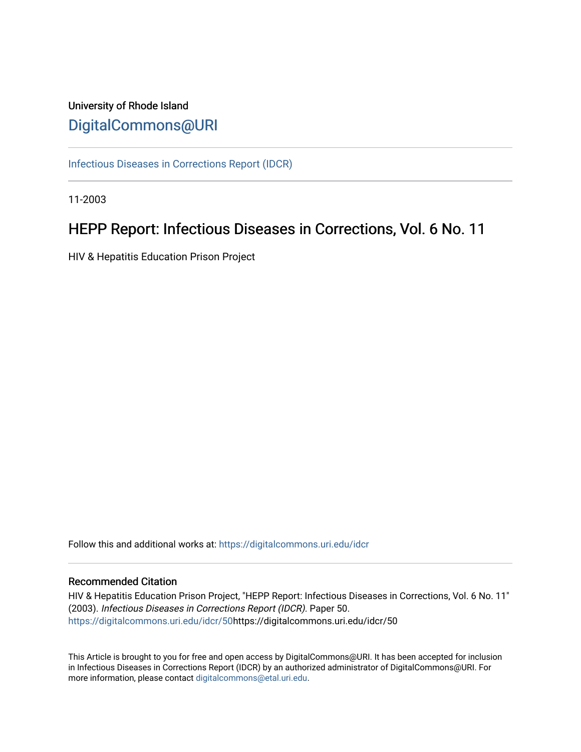University of Rhode Island

DigitalCommons@URI

Infectious Diseases in Corrections Report (IDCR)

11-2003

# HEPP Report: Infectious Diseases in Corrections, Vol. 6 No. 11

HIV & Hepatitis Education Prison Project

Follow this and additional works at: https://digitalcommons.uri.edu/idcr

## Recommended Citation

HIV & Hepatitis Education Prison Project, "HEPP Report: Infectious Diseases in Corrections, Vol. 6 No. 11" (2003). *Infectious Diseases in Corrections Report (IDCR).* Paper 50.
https://digitalcommons.uri.edu/idcr/50https://digitalcommons.uri.edu/idcr/50

This Article is brought to you for free and open access by DigitalCommons@URI. It has been accepted for inclusion in Infectious Diseases in Corrections Report (IDCR) by an authorized administrator of DigitalCommons@URI. For more information, please contact digitalcommons@etal.uri.edu.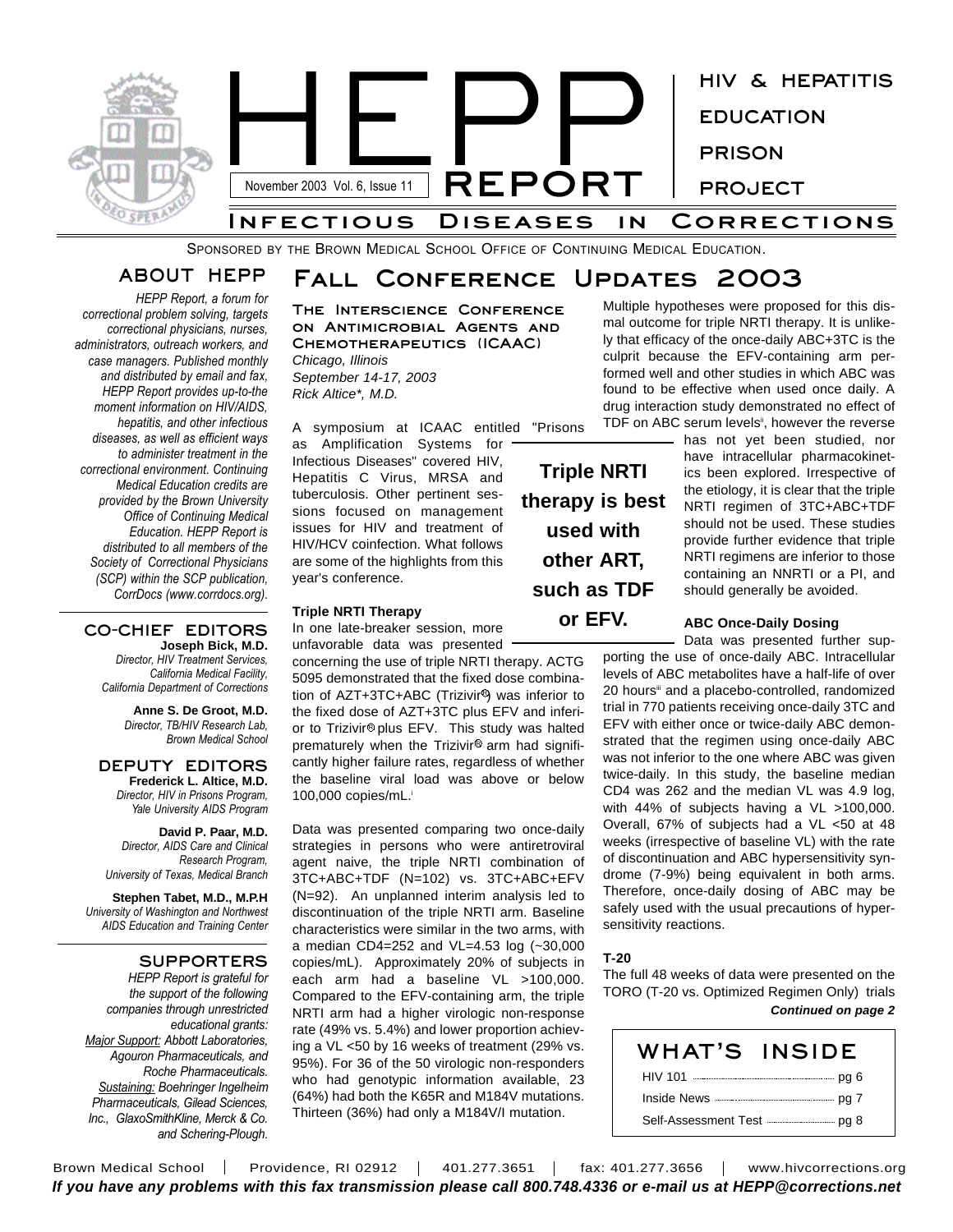# HEPP REPORT

November 2003 Vol. 6, Issue 11

HIV & HEPATITIS EDUCATION PRISON PROJECT

INFECTIOUS DISEASES IN CORRECTIONS

SPONSORED BY THE BROWN MEDICAL SCHOOL OFFICE OF CONTINUING MEDICAL EDUCATION.

## ABOUT HEPP

*HEPP Report, a forum for correctional problem solving, targets correctional physicians, nurses, administrators, outreach workers, and case managers. Published monthly and distributed by email and fax, HEPP Report provides up-to-the moment information on HIV/AIDS, hepatitis, and other infectious diseases, as well as efficient ways to administer treatment in the correctional environment. Continuing Medical Education credits are provided by the Brown University Office of Continuing Medical Education. HEPP Report is distributed to all members of the Society of Correctional Physicians (SCP) within the SCP publication, CorrDocs (www.corrdocs.org).*

## CO-CHIEF EDITORS

**Joseph Bick, M.D.**
*Director, HIV Treatment Services, California Medical Facility, California Department of Corrections*

**Anne S. De Groot, M.D.**
*Director, TB/HIV Research Lab, Brown Medical School*

## DEPUTY EDITORS

**Frederick L. Altice, M.D.**
*Director, HIV in Prisons Program, Yale University AIDS Program*

**David P. Paar, M.D.**
*Director, AIDS Care and Clinical Research Program, University of Texas, Medical Branch*

**Stephen Tabet, M.D., M.P.H**
*University of Washington and Northwest AIDS Education and Training Center*

## SUPPORTERS

*HEPP Report is grateful for the support of the following companies through unrestricted educational grants:*
*Major Support: Abbott Laboratories, Agouron Pharmaceuticals, and Roche Pharmaceuticals.*
*Sustaining: Boehringer Ingelheim Pharmaceuticals, Gilead Sciences, Inc., GlaxoSmithKline, Merck & Co. and Schering-Plough.*

# Fall Conference Updates 2003

## The Interscience Conference on Antimicrobial Agents and Chemotherapeutics (ICAAC)

*Chicago, Illinois*
*September 14-17, 2003*
*Rick Altice\*, M.D.*

A symposium at ICAAC entitled "Prisons as Amplification Systems for Infectious Diseases" covered HIV, Hepatitis C Virus, MRSA and tuberculosis. Other pertinent sessions focused on management issues for HIV and treatment of HIV/HCV coinfection. What follows are some of the highlights from this year's conference.

### Triple NRTI Therapy

In one late-breaker session, more unfavorable data was presented concerning the use of triple NRTI therapy. ACTG 5095 demonstrated that the fixed dose combination of AZT+3TC+ABC (Trizivir®) was inferior to the fixed dose of AZT+3TC plus EFV and inferior to Trizivir® plus EFV. This study was halted prematurely when the Trizivir® arm had significantly higher failure rates, regardless of whether the baseline viral load was above or below 100,000 copies/mL.[i]

Data was presented comparing two once-daily strategies in persons who were antiretroviral agent naive, the triple NRTI combination of 3TC+ABC+TDF (N=102) vs. 3TC+ABC+EFV (N=92). An unplanned interim analysis led to discontinuation of the triple NRTI arm. Baseline characteristics were similar in the two arms, with a median CD4=252 and VL=4.53 log (~30,000 copies/mL). Approximately 20% of subjects in each arm had a baseline VL >100,000. Compared to the EFV-containing arm, the triple NRTI arm had a higher virologic non-response rate (49% vs. 5.4%) and lower proportion achieving a VL <50 by 16 weeks of treatment (29% vs. 95%). For 36 of the 50 virologic non-responders who had genotypic information available, 23 (64%) had both the K65R and M184V mutations. Thirteen (36%) had only a M184V/I mutation.

**Triple NRTI therapy is best used with other ART, such as TDF or EFV.**

Multiple hypotheses were proposed for this dismal outcome for triple NRTI therapy. It is unlikely that efficacy of the once-daily ABC+3TC is the culprit because the EFV-containing arm performed well and other studies in which ABC was found to be effective when used once daily. A drug interaction study demonstrated no effect of TDF on ABC serum levels[ii], however the reverse has not yet been studied, nor have intracellular pharmacokinetics been explored. Irrespective of the etiology, it is clear that the triple NRTI regimen of 3TC+ABC+TDF should not be used. These studies provide further evidence that triple NRTI regimens are inferior to those containing an NNRTI or a PI, and should generally be avoided.

### ABC Once-Daily Dosing

Data was presented further supporting the use of once-daily ABC. Intracellular levels of ABC metabolites have a half-life of over 20 hours[iii] and a placebo-controlled, randomized trial in 770 patients receiving once-daily 3TC and EFV with either once or twice-daily ABC demonstrated that the regimen using once-daily ABC was not inferior to the one where ABC was given twice-daily. In this study, the baseline median CD4 was 262 and the median VL was 4.9 log, with 44% of subjects having a VL >100,000. Overall, 67% of subjects had a VL <50 at 48 weeks (irrespective of baseline VL) with the rate of discontinuation and ABC hypersensitivity syndrome (7-9%) being equivalent in both arms. Therefore, once-daily dosing of ABC may be safely used with the usual precautions of hypersensitivity reactions.

### T-20

The full 48 weeks of data were presented on the TORO (T-20 vs. Optimized Regimen Only) trials

***Continued on page 2***

## WHAT'S INSIDE

- HIV 101 ........ pg 6
- Inside News ........ pg 7
- Self-Assessment Test ........ pg 8

Brown Medical School | Providence, RI 02912 | 401.277.3651 | fax: 401.277.3656 | www.hivcorrections.org

***If you have any problems with this fax transmission please call 800.748.4336 or e-mail us at HEPP@corrections.net***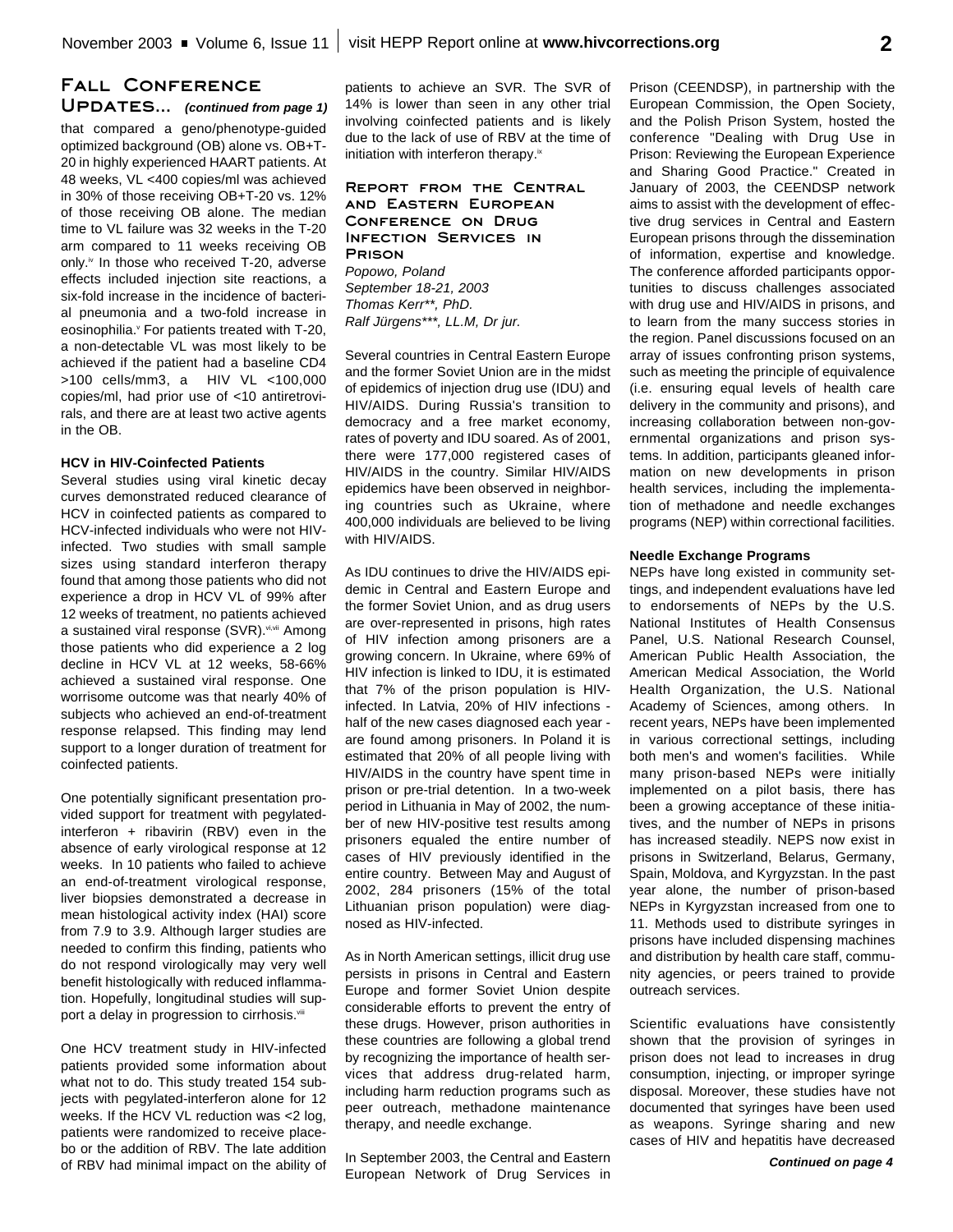## Fall Conference Updates... *(continued from page 1)*

that compared a geno/phenotype-guided optimized background (OB) alone vs. OB+T-20 in highly experienced HAART patients. At 48 weeks, VL <400 copies/ml was achieved in 30% of those receiving OB+T-20 vs. 12% of those receiving OB alone. The median time to VL failure was 32 weeks in the T-20 arm compared to 11 weeks receiving OB only.[iv] In those who received T-20, adverse effects included injection site reactions, a six-fold increase in the incidence of bacterial pneumonia and a two-fold increase in eosinophilia.[v] For patients treated with T-20, a non-detectable VL was most likely to be achieved if the patient had a baseline CD4 >100 cells/mm3, a HIV VL <100,000 copies/ml, had prior use of <10 antiretrovirals, and there are at least two active agents in the OB.

**HCV in HIV-Coinfected Patients**

Several studies using viral kinetic decay curves demonstrated reduced clearance of HCV in coinfected patients as compared to HCV-infected individuals who were not HIV-infected. Two studies with small sample sizes using standard interferon therapy found that among those patients who did not experience a drop in HCV VL of 99% after 12 weeks of treatment, no patients achieved a sustained viral response (SVR).[vi,vii] Among those patients who did experience a 2 log decline in HCV VL at 12 weeks, 58-66% achieved a sustained viral response. One worrisome outcome was that nearly 40% of subjects who achieved an end-of-treatment response relapsed. This finding may lend support to a longer duration of treatment for coinfected patients.

One potentially significant presentation provided support for treatment with pegylated-interferon + ribavirin (RBV) even in the absence of early virological response at 12 weeks. In 10 patients who failed to achieve an end-of-treatment virological response, liver biopsies demonstrated a decrease in mean histological activity index (HAI) score from 7.9 to 3.9. Although larger studies are needed to confirm this finding, patients who do not respond virologically may very well benefit histologically with reduced inflammation. Hopefully, longitudinal studies will support a delay in progression to cirrhosis.[viii]

One HCV treatment study in HIV-infected patients provided some information about what not to do. This study treated 154 subjects with pegylated-interferon alone for 12 weeks. If the HCV VL reduction was <2 log, patients were randomized to receive placebo or the addition of RBV. The late addition of RBV had minimal impact on the ability of patients to achieve an SVR. The SVR of 14% is lower than seen in any other trial involving coinfected patients and is likely due to the lack of use of RBV at the time of initiation with interferon therapy.[ix]

## Report from the Central and Eastern European Conference on Drug Infection Services in Prison

*Popowo, Poland*
*September 18-21, 2003*
*Thomas Kerr\*\*, PhD.*
*Ralf Jürgens\*\*\*, LL.M, Dr jur.*

Several countries in Central Eastern Europe and the former Soviet Union are in the midst of epidemics of injection drug use (IDU) and HIV/AIDS. During Russia's transition to democracy and a free market economy, rates of poverty and IDU soared. As of 2001, there were 177,000 registered cases of HIV/AIDS in the country. Similar HIV/AIDS epidemics have been observed in neighboring countries such as Ukraine, where 400,000 individuals are believed to be living with HIV/AIDS.

As IDU continues to drive the HIV/AIDS epidemic in Central and Eastern Europe and the former Soviet Union, and as drug users are over-represented in prisons, high rates of HIV infection among prisoners are a growing concern. In Ukraine, where 69% of HIV infection is linked to IDU, it is estimated that 7% of the prison population is HIV-infected. In Latvia, 20% of HIV infections - half of the new cases diagnosed each year - are found among prisoners. In Poland it is estimated that 20% of all people living with HIV/AIDS in the country have spent time in prison or pre-trial detention. In a two-week period in Lithuania in May of 2002, the number of new HIV-positive test results among prisoners equaled the entire number of cases of HIV previously identified in the entire country. Between May and August of 2002, 284 prisoners (15% of the total Lithuanian prison population) were diagnosed as HIV-infected.

As in North American settings, illicit drug use persists in prisons in Central and Eastern Europe and former Soviet Union despite considerable efforts to prevent the entry of these drugs. However, prison authorities in these countries are following a global trend by recognizing the importance of health services that address drug-related harm, including harm reduction programs such as peer outreach, methadone maintenance therapy, and needle exchange.

In September 2003, the Central and Eastern European Network of Drug Services in Prison (CEENDSP), in partnership with the European Commission, the Open Society, and the Polish Prison System, hosted the conference "Dealing with Drug Use in Prison: Reviewing the European Experience and Sharing Good Practice." Created in January of 2003, the CEENDSP network aims to assist with the development of effective drug services in Central and Eastern European prisons through the dissemination of information, expertise and knowledge. The conference afforded participants opportunities to discuss challenges associated with drug use and HIV/AIDS in prisons, and to learn from the many success stories in the region. Panel discussions focused on an array of issues confronting prison systems, such as meeting the principle of equivalence (i.e. ensuring equal levels of health care delivery in the community and prisons), and increasing collaboration between non-governmental organizations and prison systems. In addition, participants gleaned information on new developments in prison health services, including the implementation of methadone and needle exchanges programs (NEP) within correctional facilities.

**Needle Exchange Programs**

NEPs have long existed in community settings, and independent evaluations have led to endorsements of NEPs by the U.S. National Institutes of Health Consensus Panel, U.S. National Research Counsel, American Public Health Association, the American Medical Association, the World Health Organization, the U.S. National Academy of Sciences, among others. In recent years, NEPs have been implemented in various correctional settings, including both men's and women's facilities. While many prison-based NEPs were initially implemented on a pilot basis, there has been a growing acceptance of these initiatives, and the number of NEPs in prisons has increased steadily. NEPS now exist in prisons in Switzerland, Belarus, Germany, Spain, Moldova, and Kyrgyzstan. In the past year alone, the number of prison-based NEPs in Kyrgyzstan increased from one to 11. Methods used to distribute syringes in prisons have included dispensing machines and distribution by health care staff, community agencies, or peers trained to provide outreach services.

Scientific evaluations have consistently shown that the provision of syringes in prison does not lead to increases in drug consumption, injecting, or improper syringe disposal. Moreover, these studies have not documented that syringes have been used as weapons. Syringe sharing and new cases of HIV and hepatitis have decreased

*Continued on page 4*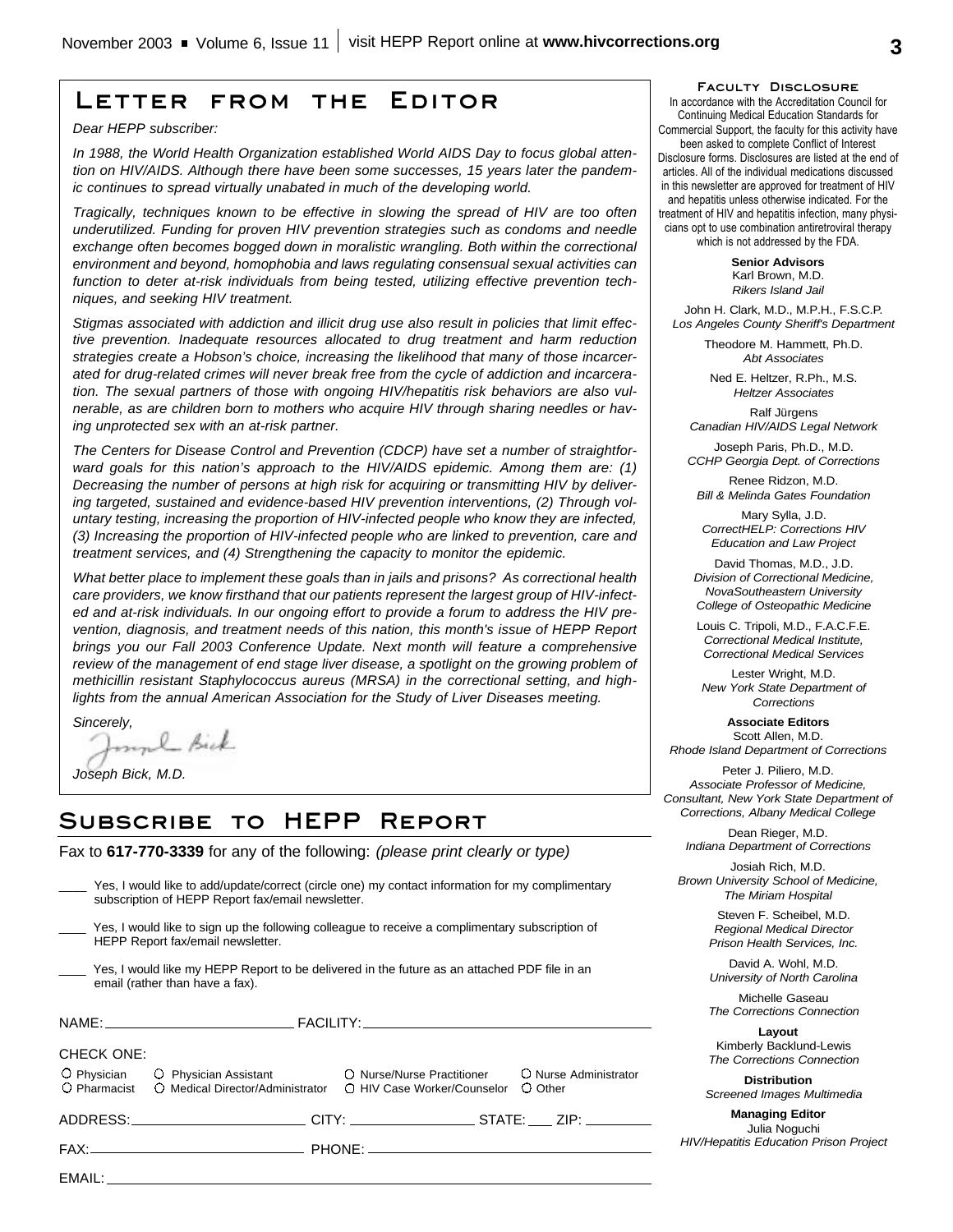## Letter from the Editor

*Dear HEPP subscriber:*

*In 1988, the World Health Organization established World AIDS Day to focus global attention on HIV/AIDS. Although there have been some successes, 15 years later the pandemic continues to spread virtually unabated in much of the developing world.*

*Tragically, techniques known to be effective in slowing the spread of HIV are too often underutilized. Funding for proven HIV prevention strategies such as condoms and needle exchange often becomes bogged down in moralistic wrangling. Both within the correctional environment and beyond, homophobia and laws regulating consensual sexual activities can function to deter at-risk individuals from being tested, utilizing effective prevention techniques, and seeking HIV treatment.*

*Stigmas associated with addiction and illicit drug use also result in policies that limit effective prevention. Inadequate resources allocated to drug treatment and harm reduction strategies create a Hobson's choice, increasing the likelihood that many of those incarcerated for drug-related crimes will never break free from the cycle of addiction and incarceration. The sexual partners of those with ongoing HIV/hepatitis risk behaviors are also vulnerable, as are children born to mothers who acquire HIV through sharing needles or having unprotected sex with an at-risk partner.*

*The Centers for Disease Control and Prevention (CDCP) have set a number of straightforward goals for this nation's approach to the HIV/AIDS epidemic. Among them are: (1) Decreasing the number of persons at high risk for acquiring or transmitting HIV by delivering targeted, sustained and evidence-based HIV prevention interventions, (2) Through voluntary testing, increasing the proportion of HIV-infected people who know they are infected, (3) Increasing the proportion of HIV-infected people who are linked to prevention, care and treatment services, and (4) Strengthening the capacity to monitor the epidemic.*

*What better place to implement these goals than in jails and prisons? As correctional health care providers, we know firsthand that our patients represent the largest group of HIV-infected and at-risk individuals. In our ongoing effort to provide a forum to address the HIV prevention, diagnosis, and treatment needs of this nation, this month's issue of HEPP Report brings you our Fall 2003 Conference Update. Next month will feature a comprehensive review of the management of end stage liver disease, a spotlight on the growing problem of methicillin resistant Staphylococcus aureus (MRSA) in the correctional setting, and highlights from the annual American Association for the Study of Liver Diseases meeting.*

*Sincerely,*

*Joseph Bick, M.D.*

## Subscribe to HEPP Report

Fax to **617-770-3339** for any of the following: *(please print clearly or type)*

____ Yes, I would like to add/update/correct (circle one) my contact information for my complimentary subscription of HEPP Report fax/email newsletter.

____ Yes, I would like to sign up the following colleague to receive a complimentary subscription of HEPP Report fax/email newsletter.

____ Yes, I would like my HEPP Report to be delivered in the future as an attached PDF file in an email (rather than have a fax).

NAME: ______________________ FACILITY: ______________________

CHECK ONE:

○ Physician ○ Physician Assistant ○ Nurse/Nurse Practitioner ○ Nurse Administrator
○ Pharmacist ○ Medical Director/Administrator ○ HIV Case Worker/Counselor ○ Other

ADDRESS: ______________________ CITY: ______________ STATE: ___ ZIP: ________

FAX: ______________________ PHONE: ______________________

EMAIL: ______________________

### Faculty Disclosure

In accordance with the Accreditation Council for Continuing Medical Education Standards for Commercial Support, the faculty for this activity have been asked to complete Conflict of Interest Disclosure forms. Disclosures are listed at the end of articles. All of the individual medications discussed in this newsletter are approved for treatment of HIV and hepatitis unless otherwise indicated. For the treatment of HIV and hepatitis infection, many physicians opt to use combination antiretroviral therapy which is not addressed by the FDA.

**Senior Advisors**

Karl Brown, M.D.
*Rikers Island Jail*

John H. Clark, M.D., M.P.H., F.S.C.P.
*Los Angeles County Sheriff's Department*

Theodore M. Hammett, Ph.D.
*Abt Associates*

Ned E. Heltzer, R.Ph., M.S.
*Heltzer Associates*

Ralf Jürgens
*Canadian HIV/AIDS Legal Network*

Joseph Paris, Ph.D., M.D.
*CCHP Georgia Dept. of Corrections*

Renee Ridzon, M.D.
*Bill & Melinda Gates Foundation*

Mary Sylla, J.D.
*CorrectHELP: Corrections HIV Education and Law Project*

David Thomas, M.D., J.D.
*Division of Correctional Medicine, NovaSoutheastern University College of Osteopathic Medicine*

Louis C. Tripoli, M.D., F.A.C.F.E.
*Correctional Medical Institute, Correctional Medical Services*

Lester Wright, M.D.
*New York State Department of Corrections*

**Associate Editors**

Scott Allen, M.D.
*Rhode Island Department of Corrections*

Peter J. Piliero, M.D.
*Associate Professor of Medicine, Consultant, New York State Department of Corrections, Albany Medical College*

Dean Rieger, M.D.
*Indiana Department of Corrections*

Josiah Rich, M.D.
*Brown University School of Medicine, The Miriam Hospital*

Steven F. Scheibel, M.D.
*Regional Medical Director Prison Health Services, Inc.*

David A. Wohl, M.D.
*University of North Carolina*

Michelle Gaseau
*The Corrections Connection*

**Layout**

Kimberly Backlund-Lewis
*The Corrections Connection*

**Distribution**

*Screened Images Multimedia*

**Managing Editor**

Julia Noguchi
*HIV/Hepatitis Education Prison Project*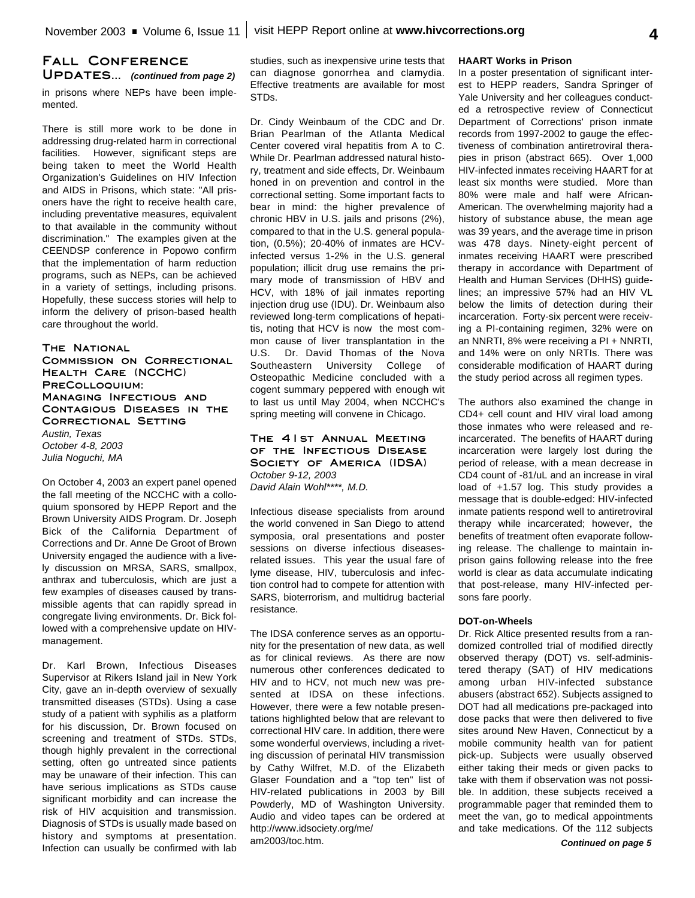## Fall Conference Updates... *(continued from page 2)*

in prisons where NEPs have been implemented.

There is still more work to be done in addressing drug-related harm in correctional facilities. However, significant steps are being taken to meet the World Health Organization's Guidelines on HIV Infection and AIDS in Prisons, which state: "All prisoners have the right to receive health care, including preventative measures, equivalent to that available in the community without discrimination." The examples given at the CEENDSP conference in Popowo confirm that the implementation of harm reduction programs, such as NEPs, can be achieved in a variety of settings, including prisons. Hopefully, these success stories will help to inform the delivery of prison-based health care throughout the world.

### The National Commission on Correctional Health Care (NCCHC) PreColloquium: Managing Infectious and Contagious Diseases in the Correctional Setting

*Austin, Texas*
*October 4-8, 2003*
*Julia Noguchi, MA*

On October 4, 2003 an expert panel opened the fall meeting of the NCCHC with a colloquium sponsored by HEPP Report and the Brown University AIDS Program. Dr. Joseph Bick of the California Department of Corrections and Dr. Anne De Groot of Brown University engaged the audience with a lively discussion on MRSA, SARS, smallpox, anthrax and tuberculosis, which are just a few examples of diseases caused by transmissible agents that can rapidly spread in congregate living environments. Dr. Bick followed with a comprehensive update on HIV-management.

Dr. Karl Brown, Infectious Diseases Supervisor at Rikers Island jail in New York City, gave an in-depth overview of sexually transmitted diseases (STDs). Using a case study of a patient with syphilis as a platform for his discussion, Dr. Brown focused on screening and treatment of STDs. STDs, though highly prevalent in the correctional setting, often go untreated since patients may be unaware of their infection. This can have serious implications as STDs cause significant morbidity and can increase the risk of HIV acquisition and transmission. Diagnosis of STDs is usually made based on history and symptoms at presentation. Infection can usually be confirmed with lab studies, such as inexpensive urine tests that can diagnose gonorrhea and clamydia. Effective treatments are available for most STDs.

Dr. Cindy Weinbaum of the CDC and Dr. Brian Pearlman of the Atlanta Medical Center covered viral hepatitis from A to C. While Dr. Pearlman addressed natural history, treatment and side effects, Dr. Weinbaum honed in on prevention and control in the correctional setting. Some important facts to bear in mind: the higher prevalence of chronic HBV in U.S. jails and prisons (2%), compared to that in the U.S. general population, (0.5%); 20-40% of inmates are HCV-infected versus 1-2% in the U.S. general population; illicit drug use remains the primary mode of transmission of HBV and HCV, with 18% of jail inmates reporting injection drug use (IDU). Dr. Weinbaum also reviewed long-term complications of hepatitis, noting that HCV is now the most common cause of liver transplantation in the U.S. Dr. David Thomas of the Nova Southeastern University College of Osteopathic Medicine concluded with a cogent summary peppered with enough wit to last us until May 2004, when NCCHC's spring meeting will convene in Chicago.

### The 41st Annual Meeting of the Infectious Disease Society of America (IDSA)

*October 9-12, 2003*
*David Alain Wohl\*\*\*\*, M.D.*

Infectious disease specialists from around the world convened in San Diego to attend symposia, oral presentations and poster sessions on diverse infectious diseases-related issues. This year the usual fare of lyme disease, HIV, tuberculosis and infection control had to compete for attention with SARS, bioterrorism, and multidrug bacterial resistance.

The IDSA conference serves as an opportunity for the presentation of new data, as well as for clinical reviews. As there are now numerous other conferences dedicated to HIV and to HCV, not much new was presented at IDSA on these infections. However, there were a few notable presentations highlighted below that are relevant to correctional HIV care. In addition, there were some wonderful overviews, including a riveting discussion of perinatal HIV transmission by Cathy Wilfret, M.D. of the Elizabeth Glaser Foundation and a "top ten" list of HIV-related publications in 2003 by Bill Powderly, MD of Washington University. Audio and video tapes can be ordered at http://www.idsociety.org/me/am2003/toc.htm.

#### HAART Works in Prison

In a poster presentation of significant interest to HEPP readers, Sandra Springer of Yale University and her colleagues conducted a retrospective review of Connecticut Department of Corrections' prison inmate records from 1997-2002 to gauge the effectiveness of combination antiretroviral therapies in prison (abstract 665). Over 1,000 HIV-infected inmates receiving HAART for at least six months were studied. More than 80% were male and half were African-American. The overwhelming majority had a history of substance abuse, the mean age was 39 years, and the average time in prison was 478 days. Ninety-eight percent of inmates receiving HAART were prescribed therapy in accordance with Department of Health and Human Services (DHHS) guidelines; an impressive 57% had an HIV VL below the limits of detection during their incarceration. Forty-six percent were receiving a PI-containing regimen, 32% were on an NNRTI, 8% were receiving a PI + NNRTI, and 14% were on only NRTIs. There was considerable modification of HAART during the study period across all regimen types.

The authors also examined the change in CD4+ cell count and HIV viral load among those inmates who were released and re-incarcerated. The benefits of HAART during incarceration were largely lost during the period of release, with a mean decrease in CD4 count of -81/uL and an increase in viral load of +1.57 log. This study provides a message that is double-edged: HIV-infected inmate patients respond well to antiretroviral therapy while incarcerated; however, the benefits of treatment often evaporate following release. The challenge to maintain in-prison gains following release into the free world is clear as data accumulate indicating that post-release, many HIV-infected persons fare poorly.

#### DOT-on-Wheels

Dr. Rick Altice presented results from a randomized controlled trial of modified directly observed therapy (DOT) vs. self-administered therapy (SAT) of HIV medications among urban HIV-infected substance abusers (abstract 652). Subjects assigned to DOT had all medications pre-packaged into dose packs that were then delivered to five sites around New Haven, Connecticut by a mobile community health van for patient pick-up. Subjects were usually observed either taking their meds or given packs to take with them if observation was not possible. In addition, these subjects received a programmable pager that reminded them to meet the van, go to medical appointments and take medications. Of the 112 subjects

*Continued on page 5*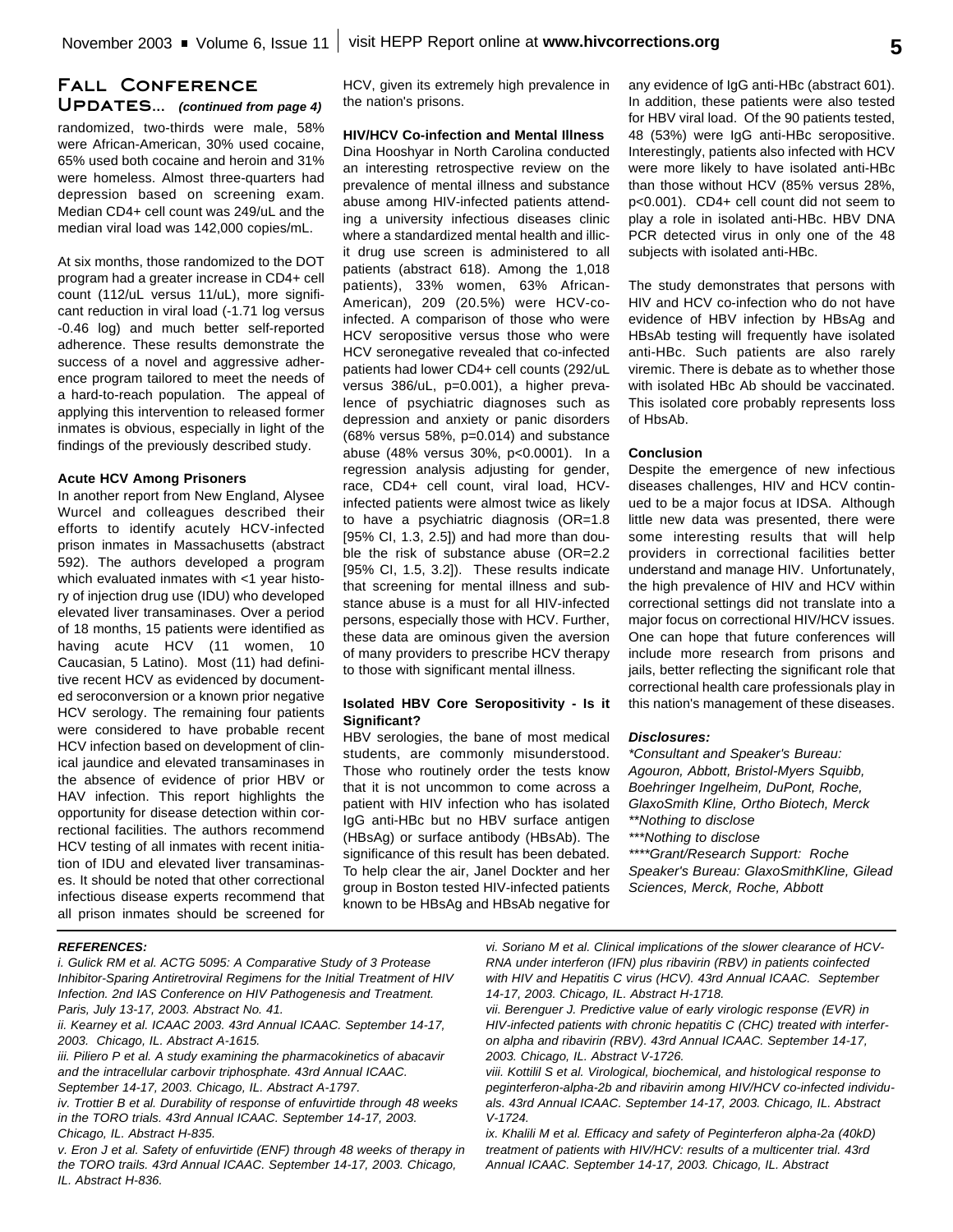## Fall Conference Updates... *(continued from page 4)*

randomized, two-thirds were male, 58% were African-American, 30% used cocaine, 65% used both cocaine and heroin and 31% were homeless. Almost three-quarters had depression based on screening exam. Median CD4+ cell count was 249/uL and the median viral load was 142,000 copies/mL.

At six months, those randomized to the DOT program had a greater increase in CD4+ cell count (112/uL versus 11/uL), more significant reduction in viral load (-1.71 log versus -0.46 log) and much better self-reported adherence. These results demonstrate the success of a novel and aggressive adherence program tailored to meet the needs of a hard-to-reach population. The appeal of applying this intervention to released former inmates is obvious, especially in light of the findings of the previously described study.

**Acute HCV Among Prisoners**

In another report from New England, Alysee Wurcel and colleagues described their efforts to identify acutely HCV-infected prison inmates in Massachusetts (abstract 592). The authors developed a program which evaluated inmates with <1 year history of injection drug use (IDU) who developed elevated liver transaminases. Over a period of 18 months, 15 patients were identified as having acute HCV (11 women, 10 Caucasian, 5 Latino). Most (11) had definitive recent HCV as evidenced by documented seroconversion or a known prior negative HCV serology. The remaining four patients were considered to have probable recent HCV infection based on development of clinical jaundice and elevated transaminases in the absence of evidence of prior HBV or HAV infection. This report highlights the opportunity for disease detection within correctional facilities. The authors recommend HCV testing of all inmates with recent initiation of IDU and elevated liver transaminases. It should be noted that other correctional infectious disease experts recommend that all prison inmates should be screened for HCV, given its extremely high prevalence in the nation's prisons.

**HIV/HCV Co-infection and Mental Illness**

Dina Hooshyar in North Carolina conducted an interesting retrospective review on the prevalence of mental illness and substance abuse among HIV-infected patients attending a university infectious diseases clinic where a standardized mental health and illicit drug use screen is administered to all patients (abstract 618). Among the 1,018 patients), 33% women, 63% African-American), 209 (20.5%) were HCV-coinfected. A comparison of those who were HCV seropositive versus those who were HCV seronegative revealed that co-infected patients had lower CD4+ cell counts (292/uL versus 386/uL, p=0.001), a higher prevalence of psychiatric diagnoses such as depression and anxiety or panic disorders (68% versus 58%, p=0.014) and substance abuse (48% versus 30%, p<0.0001). In a regression analysis adjusting for gender, race, CD4+ cell count, viral load, HCV-infected patients were almost twice as likely to have a psychiatric diagnosis (OR=1.8 [95% CI, 1.3, 2.5]) and had more than double the risk of substance abuse (OR=2.2 [95% CI, 1.5, 3.2]). These results indicate that screening for mental illness and substance abuse is a must for all HIV-infected persons, especially those with HCV. Further, these data are ominous given the aversion of many providers to prescribe HCV therapy to those with significant mental illness.

**Isolated HBV Core Seropositivity - Is it Significant?**

HBV serologies, the bane of most medical students, are commonly misunderstood. Those who routinely order the tests know that it is not uncommon to come across a patient with HIV infection who has isolated IgG anti-HBc but no HBV surface antigen (HBsAg) or surface antibody (HBsAb). The significance of this result has been debated. To help clear the air, Janel Dockter and her group in Boston tested HIV-infected patients known to be HBsAg and HBsAb negative for any evidence of IgG anti-HBc (abstract 601). In addition, these patients were also tested for HBV viral load. Of the 90 patients tested, 48 (53%) were IgG anti-HBc seropositive. Interestingly, patients also infected with HCV were more likely to have isolated anti-HBc than those without HCV (85% versus 28%, p<0.001). CD4+ cell count did not seem to play a role in isolated anti-HBc. HBV DNA PCR detected virus in only one of the 48 subjects with isolated anti-HBc.

The study demonstrates that persons with HIV and HCV co-infection who do not have evidence of HBV infection by HBsAg and HBsAb testing will frequently have isolated anti-HBc. Such patients are also rarely viremic. There is debate as to whether those with isolated HBc Ab should be vaccinated. This isolated core probably represents loss of HbsAb.

**Conclusion**

Despite the emergence of new infectious diseases challenges, HIV and HCV continued to be a major focus at IDSA. Although little new data was presented, there were some interesting results that will help providers in correctional facilities better understand and manage HIV. Unfortunately, the high prevalence of HIV and HCV within correctional settings did not translate into a major focus on correctional HIV/HCV issues. One can hope that future conferences will include more research from prisons and jails, better reflecting the significant role that correctional health care professionals play in this nation's management of these diseases.

***Disclosures:***

*\*Consultant and Speaker's Bureau: Agouron, Abbott, Bristol-Myers Squibb, Boehringer Ingelheim, DuPont, Roche, GlaxoSmith Kline, Ortho Biotech, Merck*
*\*\*Nothing to disclose*
*\*\*\*Nothing to disclose*
*\*\*\*\*Grant/Research Support: Roche Speaker's Bureau: GlaxoSmithKline, Gilead Sciences, Merck, Roche, Abbott*

***REFERENCES:***

*i. Gulick RM et al. ACTG 5095: A Comparative Study of 3 Protease Inhibitor-Sparing Antiretroviral Regimens for the Initial Treatment of HIV Infection. 2nd IAS Conference on HIV Pathogenesis and Treatment. Paris, July 13-17, 2003. Abstract No. 41.*

*ii. Kearney et al. ICAAC 2003. 43rd Annual ICAAC. September 14-17, 2003. Chicago, IL. Abstract A-1615.*

*iii. Piliero P et al. A study examining the pharmacokinetics of abacavir and the intracellular carbovir triphosphate. 43rd Annual ICAAC. September 14-17, 2003. Chicago, IL. Abstract A-1797.*

*iv. Trottier B et al. Durability of response of enfuvirtide through 48 weeks in the TORO trials. 43rd Annual ICAAC. September 14-17, 2003. Chicago, IL. Abstract H-835.*

*v. Eron J et al. Safety of enfuvirtide (ENF) through 48 weeks of therapy in the TORO trails. 43rd Annual ICAAC. September 14-17, 2003. Chicago, IL. Abstract H-836.*

*vi. Soriano M et al. Clinical implications of the slower clearance of HCV-RNA under interferon (IFN) plus ribavirin (RBV) in patients coinfected with HIV and Hepatitis C virus (HCV). 43rd Annual ICAAC. September 14-17, 2003. Chicago, IL. Abstract H-1718.*

*vii. Berenguer J. Predictive value of early virologic response (EVR) in HIV-infected patients with chronic hepatitis C (CHC) treated with interferon alpha and ribavirin (RBV). 43rd Annual ICAAC. September 14-17, 2003. Chicago, IL. Abstract V-1726.*

*viii. Kottilil S et al. Virological, biochemical, and histological response to peginterferon-alpha-2b and ribavirin among HIV/HCV co-infected individuals. 43rd Annual ICAAC. September 14-17, 2003. Chicago, IL. Abstract V-1724.*

*ix. Khalili M et al. Efficacy and safety of Peginterferon alpha-2a (40kD) treatment of patients with HIV/HCV: results of a multicenter trial. 43rd Annual ICAAC. September 14-17, 2003. Chicago, IL. Abstract*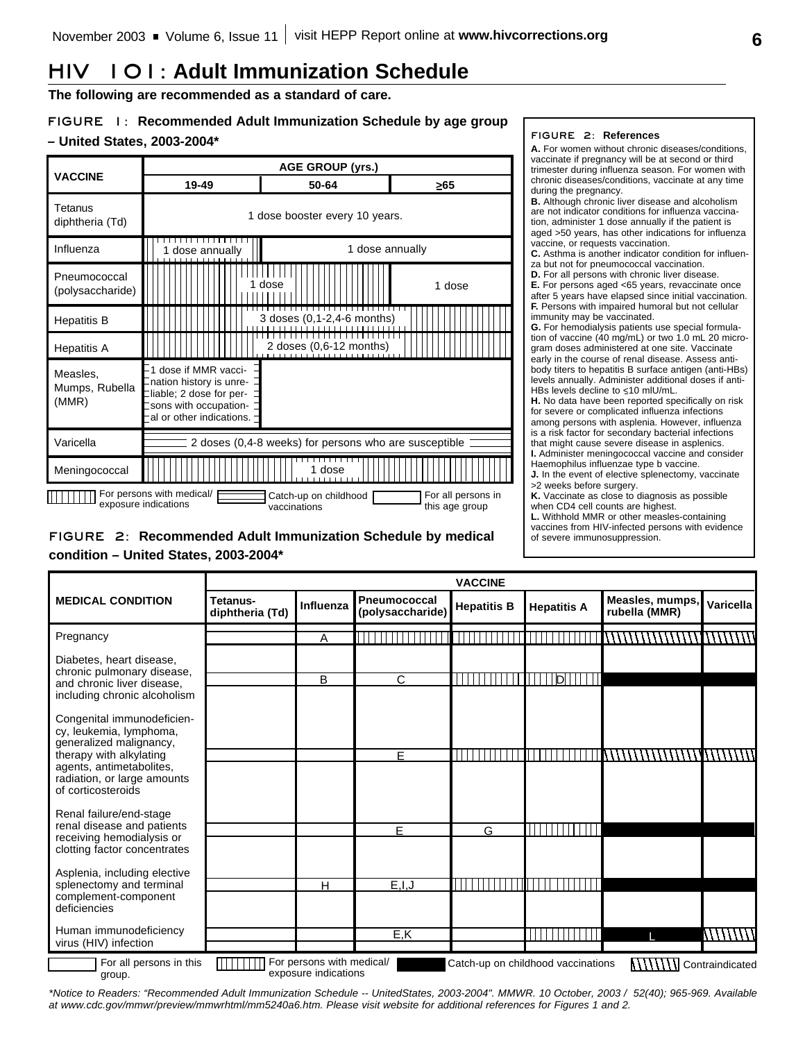# HIV 101: Adult Immunization Schedule

**The following are recommended as a standard of care.**

### FIGURE 1: Recommended Adult Immunization Schedule by age group – United States, 2003-2004*

| VACCINE | AGE GROUP (yrs.) | | |
|---|---|---|---|
| | 19-49 | 50-64 | ≥65 |
| Tetanus diphtheria (Td) | 1 dose booster every 10 years. | | |
| Influenza | 1 dose annually | 1 dose annually | |
| Pneumococcal (polysaccharide) | 1 dose | | 1 dose |
| Hepatitis B | 3 doses (0,1-2,4-6 months) | | |
| Hepatitis A | 2 doses (0,6-12 months) | | |
| Measles, Mumps, Rubella (MMR) | 1 dose if MMR vaccination history is unreliable; 2 dose for persons with occupational or other indications. | | |
| Varicella | 2 doses (0,4-8 weeks) for persons who are susceptible | | |
| Meningococcal | 1 dose | | |

Legend: For persons with medical/exposure indications; Catch-up on childhood vaccinations; For all persons in this age group

### FIGURE 2: References

**A.** For women without chronic diseases/conditions, vaccinate if pregnancy will be at second or third trimester during influenza season. For women with chronic diseases/conditions, vaccinate at any time during the pregnancy.
**B.** Although chronic liver disease and alcoholism are not indicator conditions for influenza vaccination, administer 1 dose annually if the patient is aged >50 years, has other indications for influenza vaccine, or requests vaccination.
**C.** Asthma is another indicator condition for influenza but not for pneumococcal vaccination.
**D.** For all persons with chronic liver disease.
**E.** For persons aged <65 years, revaccinate once after 5 years have elapsed since initial vaccination.
**F.** Persons with impaired humoral but not cellular immunity may be vaccinated.
**G.** For hemodialysis patients use special formulation of vaccine (40 mg/mL) or two 1.0 mL 20 microgram doses administered at one site. Vaccinate early in the course of renal disease. Assess antibody titers to hepatitis B surface antigen (anti-HBs) levels annually. Administer additional doses if anti-HBs levels decline to ≤10 mIU/mL.
**H.** No data have been reported specifically on risk for severe or complicated influenza infections among persons with asplenia. However, influenza is a risk factor for secondary bacterial infections that might cause severe disease in asplenics.
**I.** Administer meningococcal vaccine and consider Haemophilus influenzae type b vaccine.
**J.** In the event of elective splenectomy, vaccinate >2 weeks before surgery.
**K.** Vaccinate as close to diagnosis as possible when CD4 cell counts are highest.
**L.** Withhold MMR or other measles-containing vaccines from HIV-infected persons with evidence of severe immunosuppression.

### FIGURE 2: Recommended Adult Immunization Schedule by medical condition – United States, 2003-2004*

| MEDICAL CONDITION | VACCINE | | | | | | |
|---|---|---|---|---|---|---|---|
| | Tetanus-diphtheria (Td) | Influenza | Pneumococcal (polysaccharide) | Hepatitis B | Hepatitis A | Measles, mumps, rubella (MMR) | Varicella |
| Pregnancy | | A | [medical/exposure indications] | [medical/exposure indications] | [medical/exposure indications] | [contraindicated] | [contraindicated] |
| Diabetes, heart disease, chronic pulmonary disease, and chronic liver disease, including chronic alcoholism | | B | C | [medical/exposure indications] | D | [catch-up] | |
| Congenital immunodeficiency, leukemia, lymphoma, generalized malignancy, therapy with alkylating agents, antimetabolites, radiation, or large amounts of corticosteroids | | | E | [medical/exposure indications] | [medical/exposure indications] | [contraindicated] | [contraindicated] |
| Renal failure/end-stage renal disease and patients receiving hemodialysis or clotting factor concentrates | | | E | G | [medical/exposure indications] | [catch-up] | |
| Asplenia, including elective splenectomy and terminal complement-component deficiencies | | H | E,I,J | [medical/exposure indications] | [medical/exposure indications] | [catch-up] | |
| Human immunodeficiency virus (HIV) infection | | | E,K | | [medical/exposure indications] | L | [contraindicated] |

Legend: For all persons in this group; For persons with medical/exposure indications; Catch-up on childhood vaccinations; Contraindicated

*\*Notice to Readers: "Recommended Adult Immunization Schedule -- UnitedStates, 2003-2004". MMWR. 10 October, 2003 / 52(40); 965-969. Available at www.cdc.gov/mmwr/preview/mmwrhtml/mm5240a6.htm. Please visit website for additional references for Figures 1 and 2.*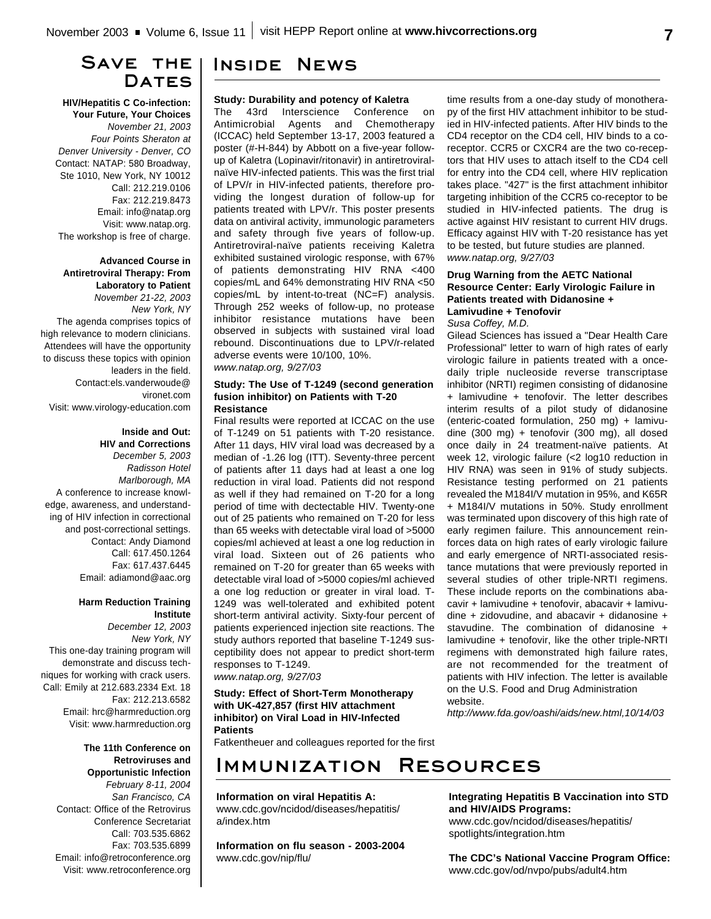## Save the Dates

**HIV/Hepatitis C Co-infection: Your Future, Your Choices**
*November 21, 2003*
*Four Points Sheraton at Denver University - Denver, CO*
Contact: NATAP: 580 Broadway, Ste 1010, New York, NY 10012
Call: 212.219.0106
Fax: 212.219.8473
Email: info@natap.org
Visit: www.natap.org.
The workshop is free of charge.

**Advanced Course in Antiretroviral Therapy: From Laboratory to Patient**
*November 21-22, 2003*
*New York, NY*
The agenda comprises topics of high relevance to modern clinicians. Attendees will have the opportunity to discuss these topics with opinion leaders in the field.
Contact:els.vanderwoude@vironet.com
Visit: www.virology-education.com

**Inside and Out: HIV and Corrections**
*December 5, 2003*
*Radisson Hotel*
*Marlborough, MA*
A conference to increase knowledge, awareness, and understanding of HIV infection in correctional and post-correctional settings.
Contact: Andy Diamond
Call: 617.450.1264
Fax: 617.437.6445
Email: adiamond@aac.org

**Harm Reduction Training Institute**
*December 12, 2003*
*New York, NY*
This one-day training program will demonstrate and discuss techniques for working with crack users.
Call: Emily at 212.683.2334 Ext. 18
Fax: 212.213.6582
Email: hrc@harmreduction.org
Visit: www.harmreduction.org

**The 11th Conference on Retroviruses and Opportunistic Infection**
*February 8-11, 2004*
*San Francisco, CA*
Contact: Office of the Retrovirus Conference Secretariat
Call: 703.535.6862
Fax: 703.535.6899
Email: info@retroconference.org
Visit: www.retroconference.org

## Inside News

**Study: Durability and potency of Kaletra**

The 43rd Interscience Conference on Antimicrobial Agents and Chemotherapy (ICCAC) held September 13-17, 2003 featured a poster (#-H-844) by Abbott on a five-year follow-up of Kaletra (Lopinavir/ritonavir) in antiretroviral-naïve HIV-infected patients. This was the first trial of LPV/r in HIV-infected patients, therefore providing the longest duration of follow-up for patients treated with LPV/r. This poster presents data on antiviral activity, immunologic parameters and safety through five years of follow-up. Antiretroviral-naïve patients receiving Kaletra exhibited sustained virologic response, with 67% of patients demonstrating HIV RNA <400 copies/mL and 64% demonstrating HIV RNA <50 copies/mL by intent-to-treat (NC=F) analysis. Through 252 weeks of follow-up, no protease inhibitor resistance mutations have been observed in subjects with sustained viral load rebound. Discontinuations due to LPV/r-related adverse events were 10/100, 10%.
*www.natap.org, 9/27/03*

**Study: The Use of T-1249 (second generation fusion inhibitor) on Patients with T-20 Resistance**

Final results were reported at ICCAC on the use of T-1249 on 51 patients with T-20 resistance. After 11 days, HIV viral load was decreased by a median of -1.26 log (ITT). Seventy-three percent of patients after 11 days had at least a one log reduction in viral load. Patients did not respond as well if they had remained on T-20 for a long period of time with dectectable HIV. Twenty-one out of 25 patients who remained on T-20 for less than 65 weeks with detectable viral load of >5000 copies/ml achieved at least a one log reduction in viral load. Sixteen out of 26 patients who remained on T-20 for greater than 65 weeks with detectable viral load of >5000 copies/ml achieved a one log reduction or greater in viral load. T-1249 was well-tolerated and exhibited potent short-term antiviral activity. Sixty-four percent of patients experienced injection site reactions. The study authors reported that baseline T-1249 susceptibility does not appear to predict short-term responses to T-1249.
*www.natap.org, 9/27/03*

**Study: Effect of Short-Term Monotherapy with UK-427,857 (first HIV attachment inhibitor) on Viral Load in HIV-Infected Patients**

Fatkentheuer and colleagues reported for the first time results from a one-day study of monotherapy of the first HIV attachment inhibitor to be studied in HIV-infected patients. After HIV binds to the CD4 receptor on the CD4 cell, HIV binds to a co-receptor. CCR5 or CXCR4 are the two co-receptors that HIV uses to attach itself to the CD4 cell for entry into the CD4 cell, where HIV replication takes place. "427" is the first attachment inhibitor targeting inhibition of the CCR5 co-receptor to be studied in HIV-infected patients. The drug is active against HIV resistant to current HIV drugs. Efficacy against HIV with T-20 resistance has yet to be tested, but future studies are planned.
*www.natap.org, 9/27/03*

**Drug Warning from the AETC National Resource Center: Early Virologic Failure in Patients treated with Didanosine + Lamivudine + Tenofovir**
*Susa Coffey, M.D.*

Gilead Sciences has issued a "Dear Health Care Professional" letter to warn of high rates of early virologic failure in patients treated with a once-daily triple nucleoside reverse transcriptase inhibitor (NRTI) regimen consisting of didanosine + lamivudine + tenofovir. The letter describes interim results of a pilot study of didanosine (enteric-coated formulation, 250 mg) + lamivudine (300 mg) + tenofovir (300 mg), all dosed once daily in 24 treatment-naïve patients. At week 12, virologic failure (<2 log10 reduction in HIV RNA) was seen in 91% of study subjects. Resistance testing performed on 21 patients revealed the M184I/V mutation in 95%, and K65R + M184I/V mutations in 50%. Study enrollment was terminated upon discovery of this high rate of early regimen failure. This announcement reinforces data on high rates of early virologic failure and early emergence of NRTI-associated resistance mutations that were previously reported in several studies of other triple-NRTI regimens. These include reports on the combinations abacavir + lamivudine + tenofovir, abacavir + lamivudine + zidovudine, and abacavir + didanosine + stavudine. The combination of didanosine + lamivudine + tenofovir, like the other triple-NRTI regimens with demonstrated high failure rates, are not recommended for the treatment of patients with HIV infection. The letter is available on the U.S. Food and Drug Administration website.
*http://www.fda.gov/oashi/aids/new.html,10/14/03*

## Immunization Resources

**Information on viral Hepatitis A:**
www.cdc.gov/ncidod/diseases/hepatitis/a/index.htm

**Information on flu season - 2003-2004**
www.cdc.gov/nip/flu/

**Integrating Hepatitis B Vaccination into STD and HIV/AIDS Programs:**
www.cdc.gov/ncidod/diseases/hepatitis/spotlights/integration.htm

**The CDC's National Vaccine Program Office:**
www.cdc.gov/od/nvpo/pubs/adult4.htm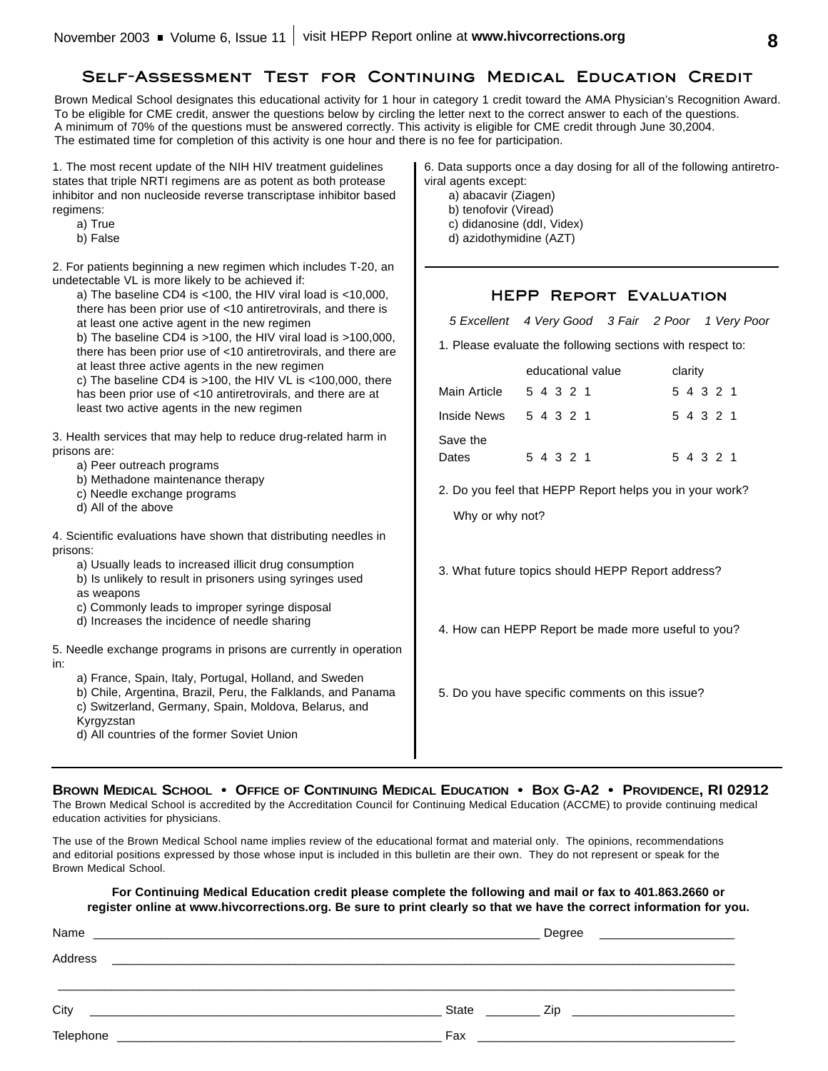## Self-Assessment Test for Continuing Medical Education Credit

Brown Medical School designates this educational activity for 1 hour in category 1 credit toward the AMA Physician's Recognition Award. To be eligible for CME credit, answer the questions below by circling the letter next to the correct answer to each of the questions. A minimum of 70% of the questions must be answered correctly. This activity is eligible for CME credit through June 30,2004. The estimated time for completion of this activity is one hour and there is no fee for participation.

1. The most recent update of the NIH HIV treatment guidelines states that triple NRTI regimens are as potent as both protease inhibitor and non nucleoside reverse transcriptase inhibitor based regimens:
   a) True
   b) False

2. For patients beginning a new regimen which includes T-20, an undetectable VL is more likely to be achieved if:
   a) The baseline CD4 is <100, the HIV viral load is <10,000, there has been prior use of <10 antiretrovirals, and there is at least one active agent in the new regimen
   b) The baseline CD4 is >100, the HIV viral load is >100,000, there has been prior use of <10 antiretrovirals, and there are at least three active agents in the new regimen
   c) The baseline CD4 is >100, the HIV VL is <100,000, there has been prior use of <10 antiretrovirals, and there are at least two active agents in the new regimen

3. Health services that may help to reduce drug-related harm in prisons are:
   a) Peer outreach programs
   b) Methadone maintenance therapy
   c) Needle exchange programs
   d) All of the above

4. Scientific evaluations have shown that distributing needles in prisons:
   a) Usually leads to increased illicit drug consumption
   b) Is unlikely to result in prisoners using syringes used as weapons
   c) Commonly leads to improper syringe disposal
   d) Increases the incidence of needle sharing

5. Needle exchange programs in prisons are currently in operation in:
   a) France, Spain, Italy, Portugal, Holland, and Sweden
   b) Chile, Argentina, Brazil, Peru, the Falklands, and Panama
   c) Switzerland, Germany, Spain, Moldova, Belarus, and Kyrgyzstan
   d) All countries of the former Soviet Union

6. Data supports once a day dosing for all of the following antiretroviral agents except:
   a) abacavir (Ziagen)
   b) tenofovir (Viread)
   c) didanosine (ddI, Videx)
   d) azidothymidine (AZT)

## HEPP Report Evaluation

*5 Excellent   4 Very Good   3 Fair   2 Poor   1 Very Poor*

1. Please evaluate the following sections with respect to:

| | educational value | clarity |
|---|---|---|
| Main Article | 5 4 3 2 1 | 5 4 3 2 1 |
| Inside News | 5 4 3 2 1 | 5 4 3 2 1 |
| Save the Dates | 5 4 3 2 1 | 5 4 3 2 1 |

2. Do you feel that HEPP Report helps you in your work?

   Why or why not?

3. What future topics should HEPP Report address?

4. How can HEPP Report be made more useful to you?

5. Do you have specific comments on this issue?

**Brown Medical School • Office of Continuing Medical Education • Box G-A2 • Providence, RI 02912**

The Brown Medical School is accredited by the Accreditation Council for Continuing Medical Education (ACCME) to provide continuing medical education activities for physicians.

The use of the Brown Medical School name implies review of the educational format and material only. The opinions, recommendations and editorial positions expressed by those whose input is included in this bulletin are their own. They do not represent or speak for the Brown Medical School.

**For Continuing Medical Education credit please complete the following and mail or fax to 401.863.2660 or register online at www.hivcorrections.org. Be sure to print clearly so that we have the correct information for you.**

Name ____________________________________________ Degree ____________________

Address ______________________________________________________________________

______________________________________________________________________________

City ______________________________________ State ________ Zip ________________________

Telephone ________________________________ Fax ______________________________________